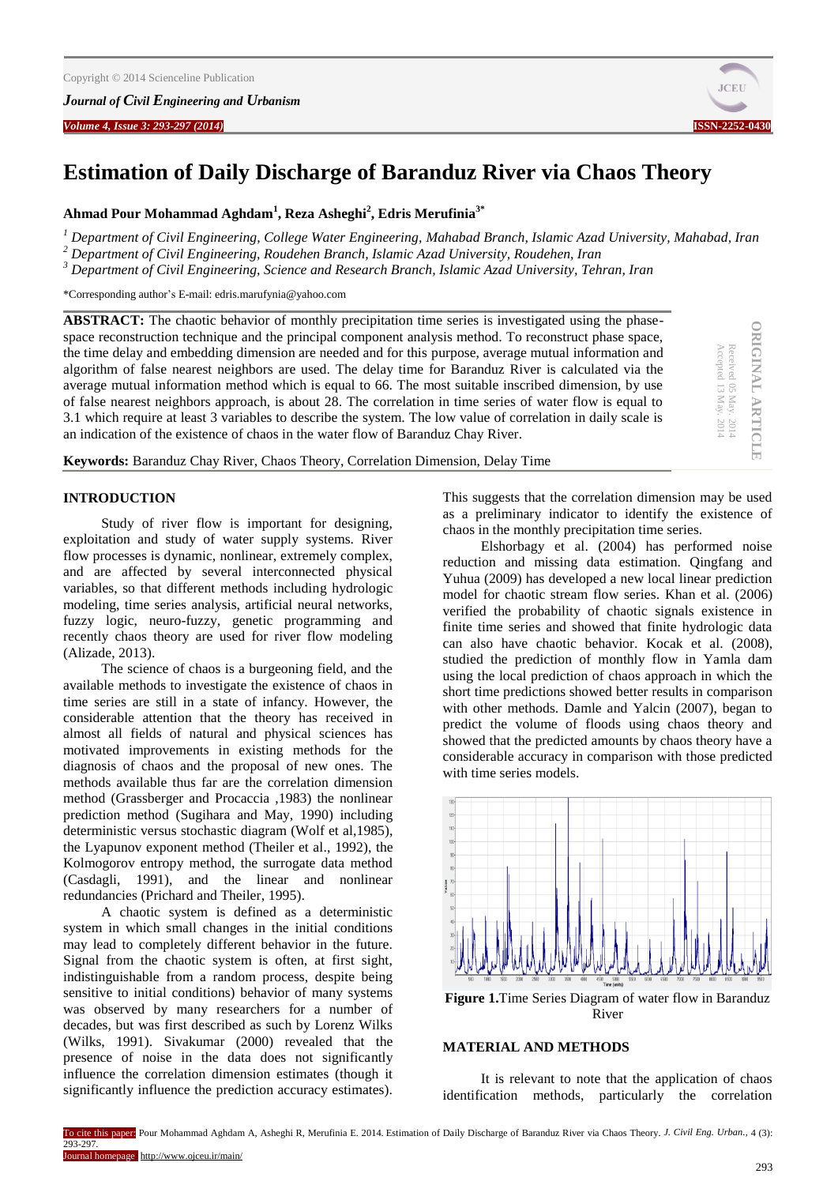# Estimation of Daily Discharge of Baranduz River via Chaos Theory

**Ahmad Pour Mohammad Aghdam[1], Reza Asheghi[2], Edris Merufinia[3*]**

[1] *Department of Civil Engineering, College Water Engineering, Mahabad Branch, Islamic Azad University, Mahabad, Iran*
[2] *Department of Civil Engineering, Roudehen Branch, Islamic Azad University, Roudehen, Iran*
[3] *Department of Civil Engineering, Science and Research Branch, Islamic Azad University, Tehran, Iran*

*Corresponding author's E-mail: edris.marufynia@yahoo.com

ORIGINAL ARTICLE
Received 05 May. 2014
Accepted 13 May. 2014

**ABSTRACT:** The chaotic behavior of monthly precipitation time series is investigated using the phase-space reconstruction technique and the principal component analysis method. To reconstruct phase space, the time delay and embedding dimension are needed and for this purpose, average mutual information and algorithm of false nearest neighbors are used. The delay time for Baranduz River is calculated via the average mutual information method which is equal to 66. The most suitable inscribed dimension, by use of false nearest neighbors approach, is about 28. The correlation in time series of water flow is equal to 3.1 which require at least 3 variables to describe the system. The low value of correlation in daily scale is an indication of the existence of chaos in the water flow of Baranduz Chay River.

**Keywords:** Baranduz Chay River, Chaos Theory, Correlation Dimension, Delay Time

## INTRODUCTION

Study of river flow is important for designing, exploitation and study of water supply systems. River flow processes is dynamic, nonlinear, extremely complex, and are affected by several interconnected physical variables, so that different methods including hydrologic modeling, time series analysis, artificial neural networks, fuzzy logic, neuro-fuzzy, genetic programming and recently chaos theory are used for river flow modeling (Alizade, 2013).

The science of chaos is a burgeoning field, and the available methods to investigate the existence of chaos in time series are still in a state of infancy. However, the considerable attention that the theory has received in almost all fields of natural and physical sciences has motivated improvements in existing methods for the diagnosis of chaos and the proposal of new ones. The methods available thus far are the correlation dimension method (Grassberger and Procaccia ,1983) the nonlinear prediction method (Sugihara and May, 1990) including deterministic versus stochastic diagram (Wolf et al,1985), the Lyapunov exponent method (Theiler et al., 1992), the Kolmogorov entropy method, the surrogate data method (Casdagli, 1991), and the linear and nonlinear redundancies (Prichard and Theiler, 1995).

A chaotic system is defined as a deterministic system in which small changes in the initial conditions may lead to completely different behavior in the future. Signal from the chaotic system is often, at first sight, indistinguishable from a random process, despite being sensitive to initial conditions) behavior of many systems was observed by many researchers for a number of decades, but was first described as such by Lorenz Wilks (Wilks, 1991). Sivakumar (2000) revealed that the presence of noise in the data does not significantly influence the correlation dimension estimates (though it significantly influence the prediction accuracy estimates). This suggests that the correlation dimension may be used as a preliminary indicator to identify the existence of chaos in the monthly precipitation time series.

Elshorbagy et al. (2004) has performed noise reduction and missing data estimation. Qingfang and Yuhua (2009) has developed a new local linear prediction model for chaotic stream flow series. Khan et al. (2006) verified the probability of chaotic signals existence in finite time series and showed that finite hydrologic data can also have chaotic behavior. Kocak et al. (2008), studied the prediction of monthly flow in Yamla dam using the local prediction of chaos approach in which the short time predictions showed better results in comparison with other methods. Damle and Yalcin (2007), began to predict the volume of floods using chaos theory and showed that the predicted amounts by chaos theory have a considerable accuracy in comparison with those predicted with time series models.

**Figure 1.** Time Series Diagram of water flow in Baranduz River

## MATERIAL AND METHODS

It is relevant to note that the application of chaos identification methods, particularly the correlation

To cite this paper: Pour Mohammad Aghdam A, Asheghi R, Merufinia E. 2014. Estimation of Daily Discharge of Baranduz River via Chaos Theory. *J. Civil Eng. Urban.*, 4 (3): 293-297.
Journal homepage: http://www.ojceu.ir/main/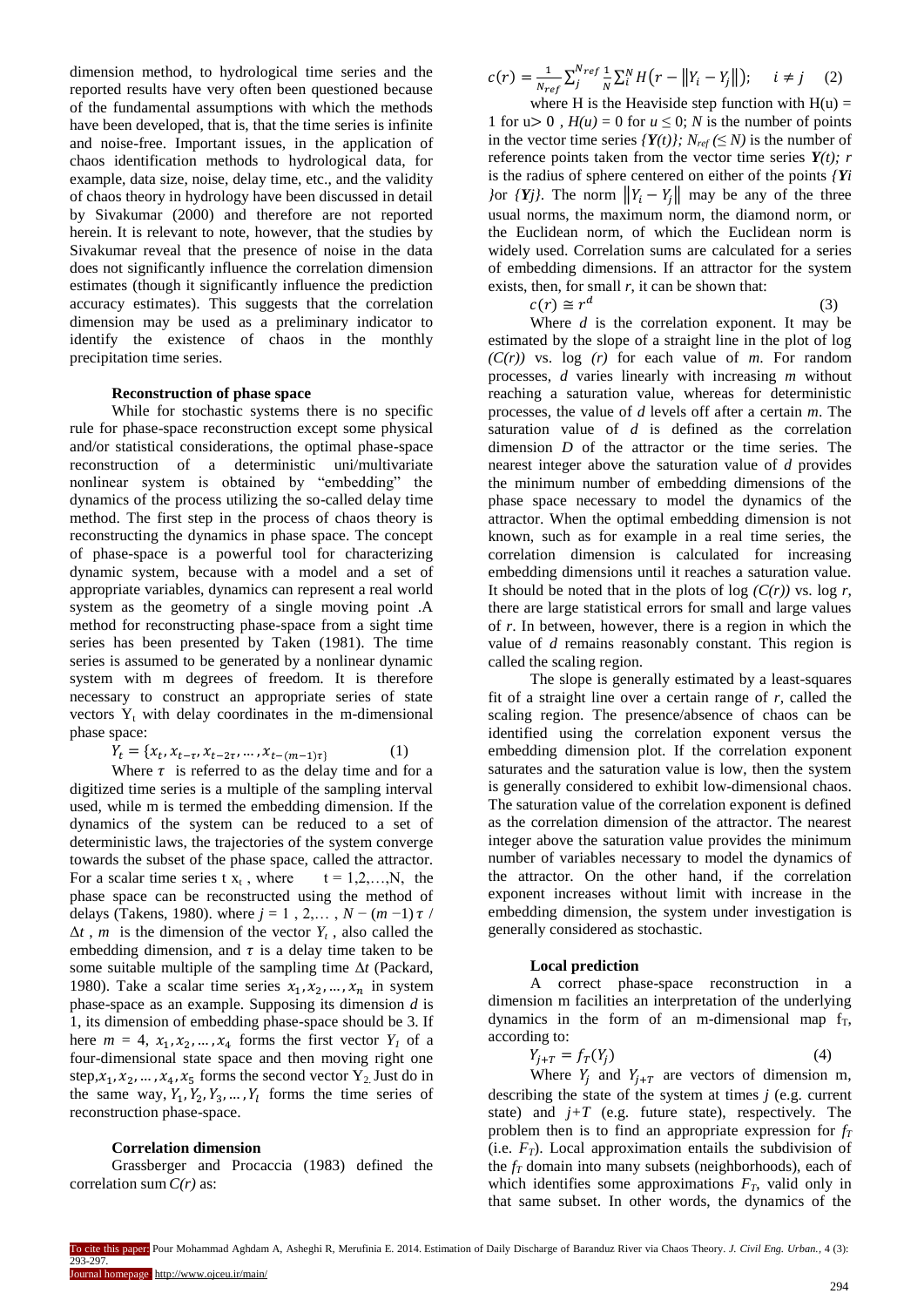dimension method, to hydrological time series and the reported results have very often been questioned because of the fundamental assumptions with which the methods have been developed, that is, that the time series is infinite and noise-free. Important issues, in the application of chaos identification methods to hydrological data, for example, data size, noise, delay time, etc., and the validity of chaos theory in hydrology have been discussed in detail by Sivakumar (2000) and therefore are not reported herein. It is relevant to note, however, that the studies by Sivakumar reveal that the presence of noise in the data does not significantly influence the correlation dimension estimates (though it significantly influence the prediction accuracy estimates). This suggests that the correlation dimension may be used as a preliminary indicator to identify the existence of chaos in the monthly precipitation time series.

### Reconstruction of phase space

While for stochastic systems there is no specific rule for phase-space reconstruction except some physical and/or statistical considerations, the optimal phase-space reconstruction of a deterministic uni/multivariate nonlinear system is obtained by "embedding" the dynamics of the process utilizing the so-called delay time method. The first step in the process of chaos theory is reconstructing the dynamics in phase space. The concept of phase-space is a powerful tool for characterizing dynamic system, because with a model and a set of appropriate variables, dynamics can represent a real world system as the geometry of a single moving point .A method for reconstructing phase-space from a sight time series has been presented by Taken (1981). The time series is assumed to be generated by a nonlinear dynamic system with m degrees of freedom. It is therefore necessary to construct an appropriate series of state vectors $Y_t$ with delay coordinates in the m-dimensional phase space:

$$Y_t = \{x_t, x_{t-\tau}, x_{t-2\tau}, \dots, x_{t-(m-1)\tau}\} \quad (1)$$

Where $\tau$ is referred to as the delay time and for a digitized time series is a multiple of the sampling interval used, while m is termed the embedding dimension. If the dynamics of the system can be reduced to a set of deterministic laws, the trajectories of the system converge towards the subset of the phase space, called the attractor. For a scalar time series t $x_t$ , where $t = 1,2,\dots,N$, the phase space can be reconstructed using the method of delays (Takens, 1980). where $j = 1, 2,\dots, N - (m-1)\tau / \Delta t$ , $m$ is the dimension of the vector $Y_t$ , also called the embedding dimension, and $\tau$ is a delay time taken to be some suitable multiple of the sampling time $\Delta t$ (Packard, 1980). Take a scalar time series $x_1, x_2, \dots, x_n$ in system phase-space as an example. Supposing its dimension $d$ is 1, its dimension of embedding phase-space should be 3. If here $m = 4$, $x_1, x_2, \dots, x_4$ forms the first vector $Y_1$ of a four-dimensional state space and then moving right one step,$x_1, x_2, \dots, x_4, x_5$ forms the second vector $Y_2$. Just do in the same way, $Y_1, Y_2, Y_3, \dots, Y_l$ forms the time series of reconstruction phase-space.

### Correlation dimension

Grassberger and Procaccia (1983) defined the correlation sum $C(r)$ as:

$$c(r) = \frac{1}{N_{ref}} \sum_j^{N_{ref}} \frac{1}{N} \sum_i^N H\left(r - \|Y_i - Y_j\|\right); \quad i \neq j \quad (2)$$

where H is the Heaviside step function with $H(u) = 1$ for $u > 0$ , $H(u) = 0$ for $u \leq 0$; $N$ is the number of points in the vector time series $\{\boldsymbol{Y}(t)\}$; $N_{ref}$ $(\leq N)$ is the number of reference points taken from the vector time series $\boldsymbol{Y}(t)$; $r$ is the radius of sphere centered on either of the points $\{\boldsymbol{Y}i\}$ or $\{\boldsymbol{Y}j\}$. The norm $\|Y_i - Y_j\|$ may be any of the three usual norms, the maximum norm, the diamond norm, or the Euclidean norm, of which the Euclidean norm is widely used. Correlation sums are calculated for a series of embedding dimensions. If an attractor for the system exists, then, for small $r$, it can be shown that:

$$c(r) \cong r^d \quad (3)$$

Where $d$ is the correlation exponent. It may be estimated by the slope of a straight line in the plot of log $(C(r))$ vs. log $(r)$ for each value of $m$. For random processes, $d$ varies linearly with increasing $m$ without reaching a saturation value, whereas for deterministic processes, the value of $d$ levels off after a certain $m$. The saturation value of $d$ is defined as the correlation dimension $D$ of the attractor or the time series. The nearest integer above the saturation value of $d$ provides the minimum number of embedding dimensions of the phase space necessary to model the dynamics of the attractor. When the optimal embedding dimension is not known, such as for example in a real time series, the correlation dimension is calculated for increasing embedding dimensions until it reaches a saturation value. It should be noted that in the plots of log $(C(r))$ vs. log $r$, there are large statistical errors for small and large values of $r$. In between, however, there is a region in which the value of $d$ remains reasonably constant. This region is called the scaling region.

The slope is generally estimated by a least-squares fit of a straight line over a certain range of $r$, called the scaling region. The presence/absence of chaos can be identified using the correlation exponent versus the embedding dimension plot. If the correlation exponent saturates and the saturation value is low, then the system is generally considered to exhibit low-dimensional chaos. The saturation value of the correlation exponent is defined as the correlation dimension of the attractor. The nearest integer above the saturation value provides the minimum number of variables necessary to model the dynamics of the attractor. On the other hand, if the correlation exponent increases without limit with increase in the embedding dimension, the system under investigation is generally considered as stochastic.

### Local prediction

A correct phase-space reconstruction in a dimension m facilities an interpretation of the underlying dynamics in the form of an m-dimensional map $f_T$, according to:

$$Y_{j+T} = f_T(Y_j) \quad (4)$$

Where $Y_j$ and $Y_{j+T}$ are vectors of dimension m, describing the state of the system at times $j$ (e.g. current state) and $j+T$ (e.g. future state), respectively. The problem then is to find an appropriate expression for $f_T$ (i.e. $F_T$). Local approximation entails the subdivision of the $f_T$ domain into many subsets (neighborhoods), each of which identifies some approximations $F_T$, valid only in that same subset. In other words, the dynamics of the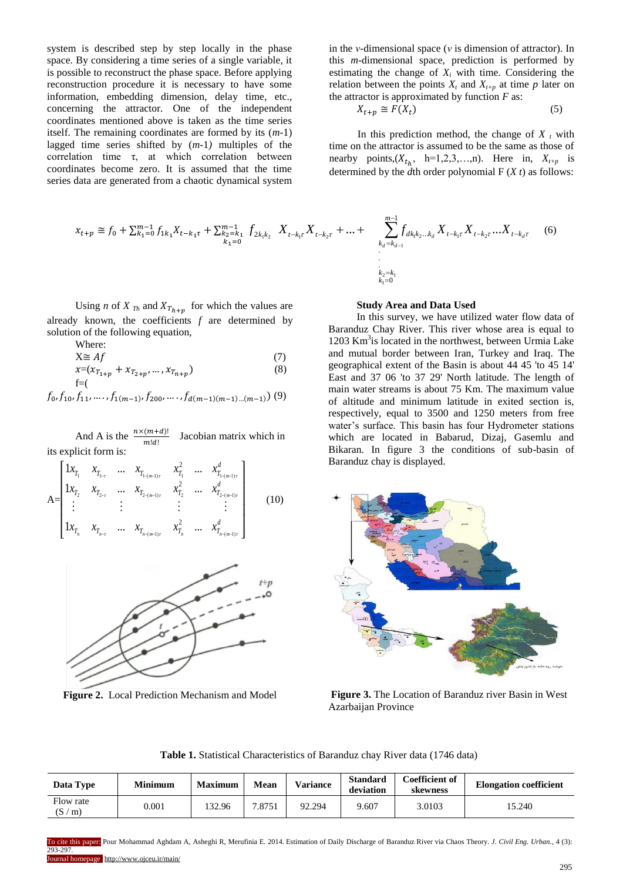system is described step by step locally in the phase space. By considering a time series of a single variable, it is possible to reconstruct the phase space. Before applying reconstruction procedure it is necessary to have some information, embedding dimension, delay time, etc., concerning the attractor. One of the independent coordinates mentioned above is taken as the time series itself. The remaining coordinates are formed by its ($m$-1) lagged time series shifted by ($m$-1) multiples of the correlation time τ, at which correlation between coordinates become zero. It is assumed that the time series data are generated from a chaotic dynamical system in the $v$-dimensional space ($v$ is dimension of attractor). In this $m$-dimensional space, prediction is performed by estimating the change of $X_i$ with time. Considering the relation between the points $X_t$ and $X_{t+p}$ at time $p$ later on the attractor is approximated by function $F$ as:

$$X_{t+p} \cong F(X_t) \tag{5}$$

In this prediction method, the change of $X_t$ with time on the attractor is assumed to be the same as those of nearby points,($X_{t_h}$, h=1,2,3,…,n). Here in, $X_{t+p}$ is determined by the $d$th order polynomial F ($X$ $t$) as follows:

$$x_{t+p} \cong f_0 + \sum_{k_1=0}^{m-1} f_{1k_1} X_{t-k_1\tau} + \sum_{\substack{k_2=k_1 \\ k_1=0}}^{m-1} f_{2k_1k_2} X_{t-k_1\tau} X_{t-k_2\tau} + \dots + \sum_{\substack{k_d=k_{d-1} \\ \vdots \\ k_2=k_1 \\ k_1=0}}^{m-1} f_{dk_1k_2\dots k_d} X_{t-k_1\tau} X_{t-k_2\tau} \dots X_{t-k_d\tau} \tag{6}$$

Using $n$ of $X_{Th}$ and $X_{T_{h+p}}$ for which the values are already known, the coefficients $f$ are determined by solution of the following equation,

Where:

$$X \cong Af \tag{7}$$

$$x=(x_{T_{1+p}} + x_{T_{2+p}}, \dots, x_{T_{n+p}}) \tag{8}$$

$$f=(f_0, f_{10}, f_{11}, \dots, f_{1(m-1)}, f_{200}, \dots, f_{d(m-1)(m-1)\dots(m-1)}) \tag{9}$$

And A is the $\frac{n\times(m+d)!}{m!d!}$ Jacobian matrix which in its explicit form is:

$$A=\begin{bmatrix} 1x_{T_1} & x_{T_{1-\tau}} & \dots & x_{T_{1-(m-1)\tau}} & x_{T_1}^2 & \dots & x_{T_{1-(m-1)\tau}}^d \\ 1x_{T_2} & x_{T_{2-\tau}} & \dots & x_{T_{2-(m-1)\tau}} & x_{T_2}^2 & \dots & x_{T_{2-(m-1)\tau}}^d \\ \vdots & & \vdots & & \vdots & & \vdots \\ 1x_{T_n} & x_{T_{n-\tau}} & \dots & x_{T_{n-(m-1)\tau}} & x_{T_n}^2 & \dots & x_{T_{n-(m-1)\tau}}^d \end{bmatrix} \tag{10}$$

**Figure 2.** Local Prediction Mechanism and Model

**Study Area and Data Used**

In this survey, we have utilized water flow data of Baranduz Chay River. This river whose area is equal to 1203 Km$^2$is located in the northwest, between Urmia Lake and mutual border between Iran, Turkey and Iraq. The geographical extent of the Basin is about 44 45 'to 45 14' East and 37 06 'to 37 29' North latitude. The length of main water streams is about 75 Km. The maximum value of altitude and minimum latitude in exited section is, respectively, equal to 3500 and 1250 meters from free water's surface. This basin has four Hydrometer stations which are located in Babarud, Dizaj, Gasemlu and Bikaran. In figure 3 the conditions of sub-basin of Baranduz chay is displayed.

**Figure 3.** The Location of Baranduz river Basin in West Azarbaijan Province

**Table 1.** Statistical Characteristics of Baranduz chay River data (1746 data)

| Data Type | Minimum | Maximum | Mean | Variance | Standard deviation | Coefficient of skewness | Elongation coefficient |
|---|---|---|---|---|---|---|---|
| Flow rate (S / m) | 0.001 | 132.96 | 7.8751 | 92.294 | 9.607 | 3.0103 | 15.240 |

To cite this paper: Pour Mohammad Aghdam A, Asheghi R, Merufinia E. 2014. Estimation of Daily Discharge of Baranduz River via Chaos Theory. *J. Civil Eng. Urban.*, 4 (3): 293-297.
Journal homepage: http://www.ojceu.ir/main/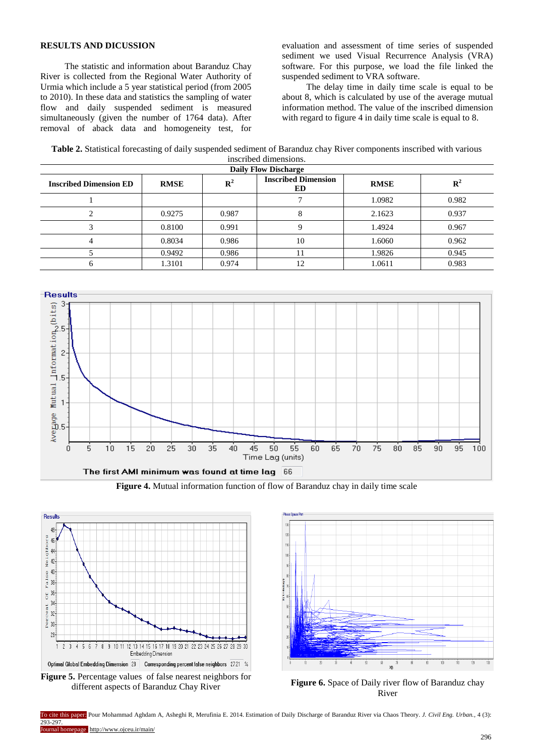## RESULTS AND DICUSSION

The statistic and information about Baranduz Chay River is collected from the Regional Water Authority of Urmia which include a 5 year statistical period (from 2005 to 2010). In these data and statistics the sampling of water flow and daily suspended sediment is measured simultaneously (given the number of 1764 data). After removal of aback data and homogeneity test, for evaluation and assessment of time series of suspended sediment we used Visual Recurrence Analysis (VRA) software. For this purpose, we load the file linked the suspended sediment to VRA software.

The delay time in daily time scale is equal to be about 8, which is calculated by use of the average mutual information method. The value of the inscribed dimension with regard to figure 4 in daily time scale is equal to 8.

**Table 2.** Statistical forecasting of daily suspended sediment of Baranduz chay River components inscribed with various inscribed dimensions.

| Daily Flow Discharge | | | | | |
|---|---|---|---|---|---|
| **Inscribed Dimension ED** | **RMSE** | **$R^2$** | **Inscribed Dimension ED** | **RMSE** | **$R^2$** |
| 1 | | | 7 | 1.0982 | 0.982 |
| 2 | 0.9275 | 0.987 | 8 | 2.1623 | 0.937 |
| 3 | 0.8100 | 0.991 | 9 | 1.4924 | 0.967 |
| 4 | 0.8034 | 0.986 | 10 | 1.6060 | 0.962 |
| 5 | 0.9492 | 0.986 | 11 | 1.9826 | 0.945 |
| 6 | 1.3101 | 0.974 | 12 | 1.0611 | 0.983 |

**Figure 4.** Mutual information function of flow of Baranduz chay in daily time scale

**Figure 5.** Percentage values of false nearest neighbors for different aspects of Baranduz Chay River

**Figure 6.** Space of Daily river flow of Baranduz chay River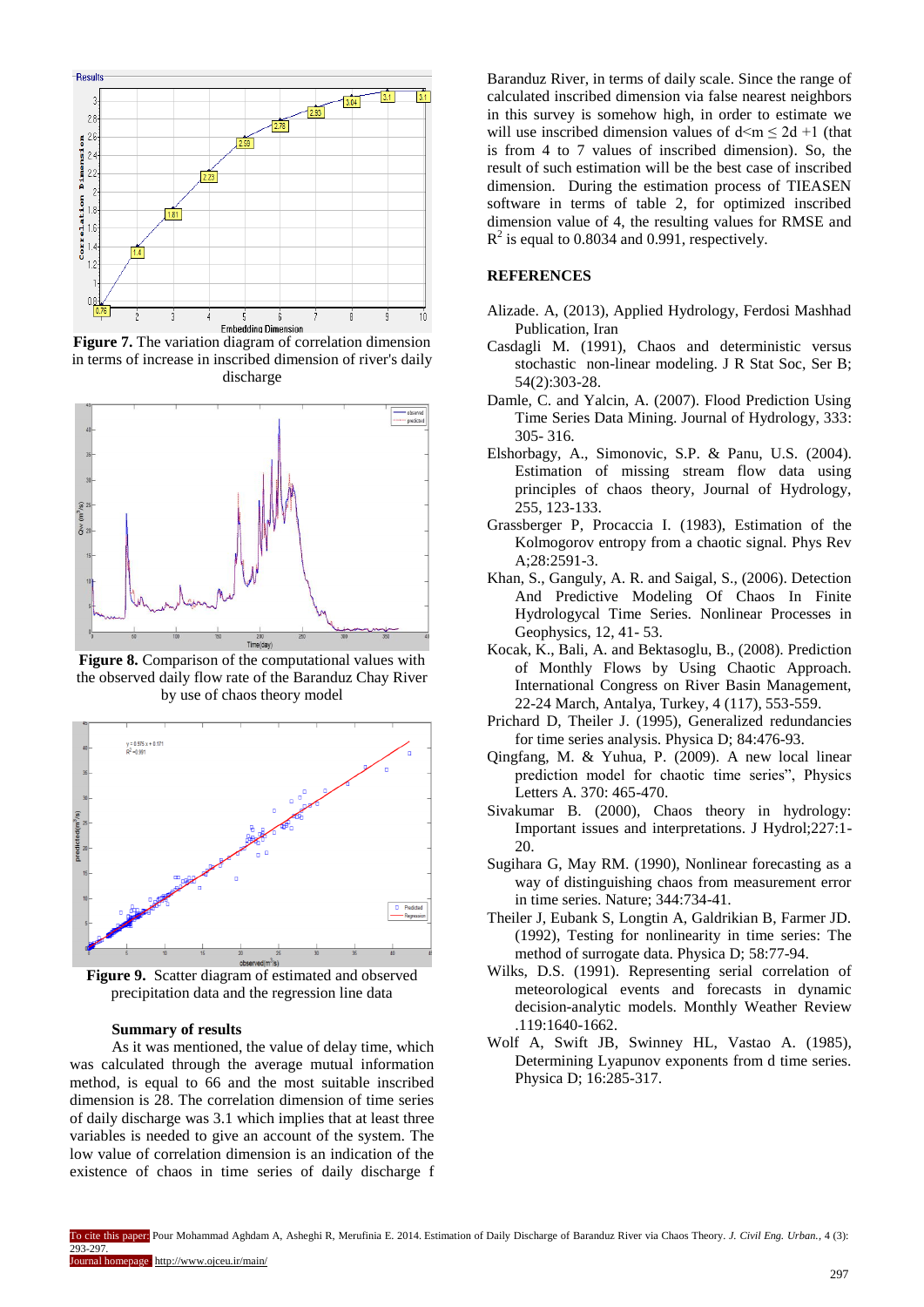Results

3
2.8
2.6
2.4
2.2
2
1.8
1.6
1.4
1.2
1
0.8

Correlation Dimension

0.76
1.4
1.81
2.23
2.58
2.78
2.93
3.04
3.1
3.1

1 2 3 4 5 6 7 8 9 10

Embedding Dimension

**Figure 7.** The variation diagram of correlation dimension in terms of increase in inscribed dimension of river's daily discharge

observed
predicted

Time(day)

**Figure 8.** Comparison of the computational values with the observed daily flow rate of the Baranduz Chay River by use of chaos theory model

y = 0.955 x + 0.171
$R^2$ =0.991

Predicted
Regression

predicted($m^3$/s)

observed($m^3$/s)

**Figure 9.** Scatter diagram of estimated and observed precipitation data and the regression line data

## Summary of results

As it was mentioned, the value of delay time, which was calculated through the average mutual information method, is equal to 66 and the most suitable inscribed dimension is 28. The correlation dimension of time series of daily discharge was 3.1 which implies that at least three variables is needed to give an account of the system. The low value of correlation dimension is an indication of the existence of chaos in time series of daily discharge f Baranduz River, in terms of daily scale. Since the range of calculated inscribed dimension via false nearest neighbors in this survey is somehow high, in order to estimate we will use inscribed dimension values of $d<m \leq 2d+1$ (that is from 4 to 7 values of inscribed dimension). So, the result of such estimation will be the best case of inscribed dimension. During the estimation process of TIEASEN software in terms of table 2, for optimized inscribed dimension value of 4, the resulting values for RMSE and $R^2$ is equal to 0.8034 and 0.991, respectively.

## REFERENCES

Alizade. A, (2013), Applied Hydrology, Ferdosi Mashhad Publication, Iran

Casdagli M. (1991), Chaos and deterministic versus stochastic non-linear modeling. J R Stat Soc, Ser B; 54(2):303-28.

Damle, C. and Yalcin, A. (2007). Flood Prediction Using Time Series Data Mining. Journal of Hydrology, 333: 305- 316.

Elshorbagy, A., Simonovic, S.P. & Panu, U.S. (2004). Estimation of missing stream flow data using principles of chaos theory, Journal of Hydrology, 255, 123-133.

Grassberger P, Procaccia I. (1983), Estimation of the Kolmogorov entropy from a chaotic signal. Phys Rev A;28:2591-3.

Khan, S., Ganguly, A. R. and Saigal, S., (2006). Detection And Predictive Modeling Of Chaos In Finite Hydrological Time Series. Nonlinear Processes in Geophysics, 12, 41- 53.

Kocak, K., Bali, A. and Bektasoglu, B., (2008). Prediction of Monthly Flows by Using Chaotic Approach. International Congress on River Basin Management, 22-24 March, Antalya, Turkey, 4 (117), 553-559.

Prichard D, Theiler J. (1995), Generalized redundancies for time series analysis. Physica D; 84:476-93.

Qingfang, M. & Yuhua, P. (2009). A new local linear prediction model for chaotic time series", Physics Letters A. 370: 465-470.

Sivakumar B. (2000), Chaos theory in hydrology: Important issues and interpretations. J Hydrol;227:1-20.

Sugihara G, May RM. (1990), Nonlinear forecasting as a way of distinguishing chaos from measurement error in time series. Nature; 344:734-41.

Theiler J, Eubank S, Longtin A, Galdrikian B, Farmer JD. (1992), Testing for nonlinearity in time series: The method of surrogate data. Physica D; 58:77-94.

Wilks, D.S. (1991). Representing serial correlation of meteorological events and forecasts in dynamic decision-analytic models. Monthly Weather Review .119:1640-1662.

Wolf A, Swift JB, Swinney HL, Vastao A. (1985), Determining Lyapunov exponents from d time series. Physica D; 16:285-317.

To cite this paper: Pour Mohammad Aghdam A, Asheghi R, Merufinia E. 2014. Estimation of Daily Discharge of Baranduz River via Chaos Theory. *J. Civil Eng. Urban.*, 4 (3): 293-297.
Journal homepage: http://www.ojceu.ir/main/